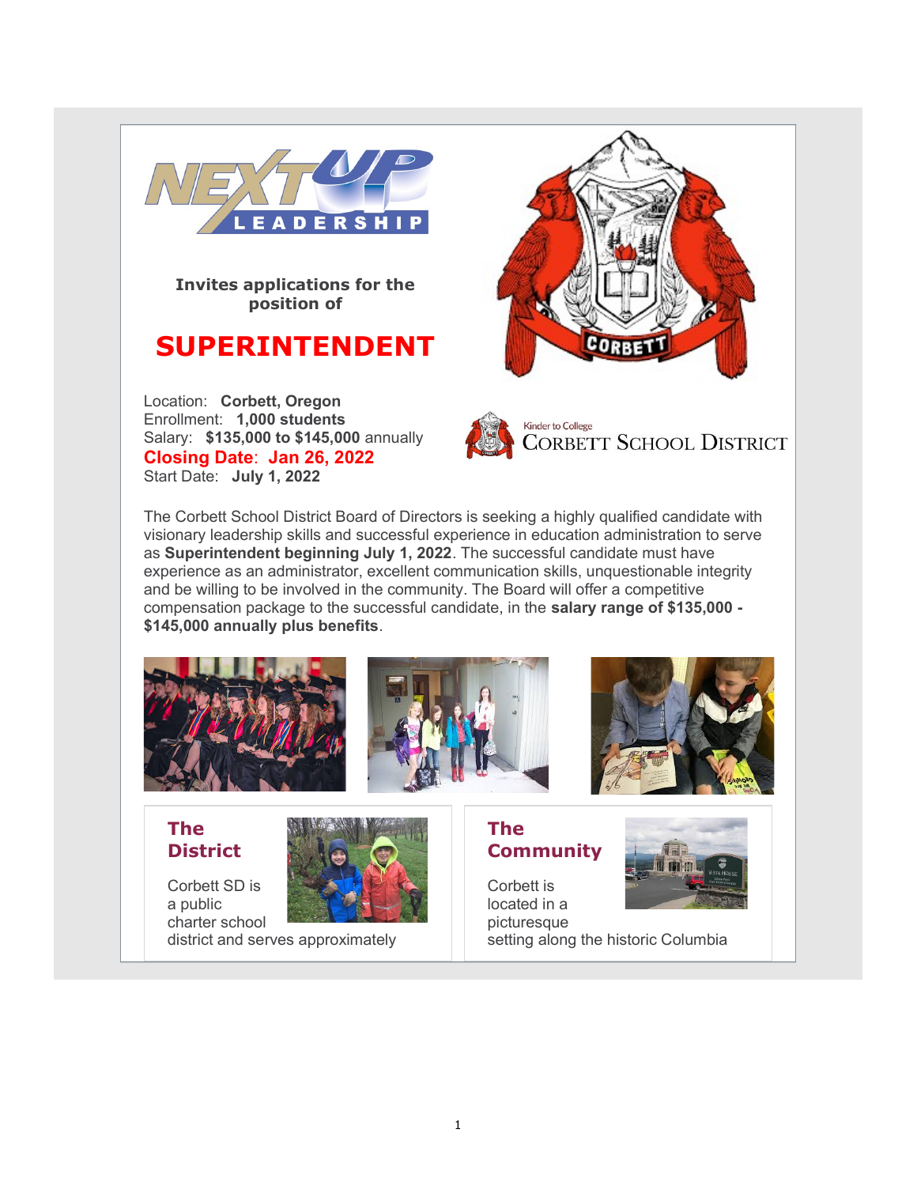NEXT UP LEADERSHIP

**Invites applications for the position of**

# SUPERINTENDENT

Location: **Corbett, Oregon**
Enrollment: **1,000 students**
Salary: **$135,000 to $145,000** annually
**Closing Date: Jan 26, 2022**
Start Date: **July 1, 2022**

Kinder to College
CORBETT SCHOOL DISTRICT

The Corbett School District Board of Directors is seeking a highly qualified candidate with visionary leadership skills and successful experience in education administration to serve as **Superintendent beginning July 1, 2022**. The successful candidate must have experience as an administrator, excellent communication skills, unquestionable integrity and be willing to be involved in the community. The Board will offer a competitive compensation package to the successful candidate, in the **salary range of $135,000 - $145,000 annually plus benefits**.

## The District

Corbett SD is a public charter school district and serves approximately

## The Community

Corbett is located in a picturesque setting along the historic Columbia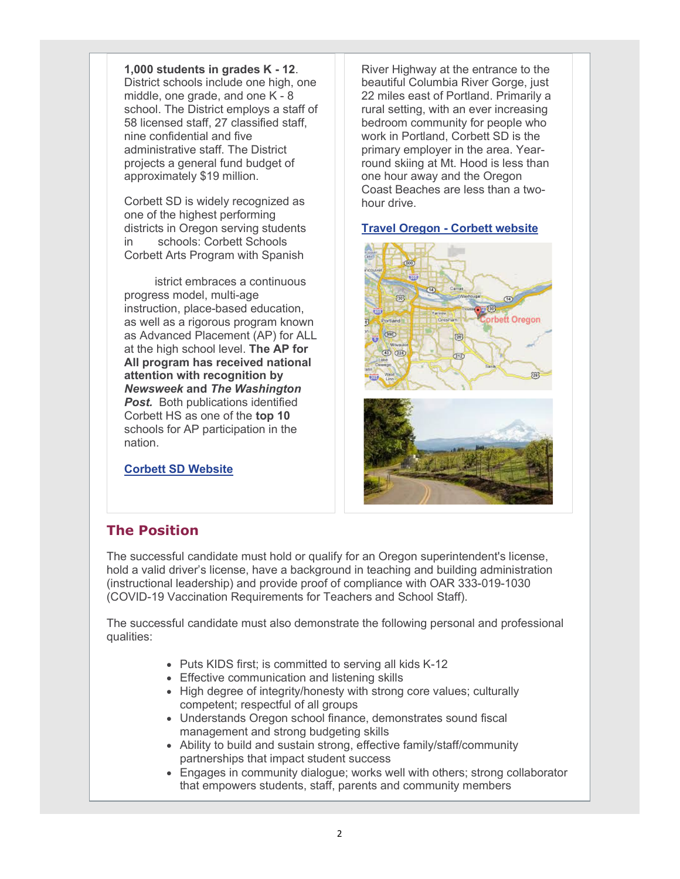**1,000 students in grades K - 12**. District schools include one high, one middle, one grade, and one K - 8 school. The District employs a staff of 58 licensed staff, 27 classified staff, nine confidential and five administrative staff. The District projects a general fund budget of approximately $19 million.

Corbett SD is widely recognized as one of the highest performing districts in Oregon serving students in schools: Corbett Schools Corbett Arts Program with Spanish

istrict embraces a continuous progress model, multi-age instruction, place-based education, as well as a rigorous program known as Advanced Placement (AP) for ALL at the high school level. **The AP for All program has received national attention with recognition by *Newsweek* and *The Washington Post.*** Both publications identified Corbett HS as one of the **top 10** schools for AP participation in the nation.

**Corbett SD Website**

River Highway at the entrance to the beautiful Columbia River Gorge, just 22 miles east of Portland. Primarily a rural setting, with an ever increasing bedroom community for people who work in Portland, Corbett SD is the primary employer in the area. Year-round skiing at Mt. Hood is less than one hour away and the Oregon Coast Beaches are less than a two-hour drive.

**Travel Oregon - Corbett website**

## The Position

The successful candidate must hold or qualify for an Oregon superintendent's license, hold a valid driver's license, have a background in teaching and building administration (instructional leadership) and provide proof of compliance with OAR 333-019-1030 (COVID-19 Vaccination Requirements for Teachers and School Staff).

The successful candidate must also demonstrate the following personal and professional qualities:

- Puts KIDS first; is committed to serving all kids K-12
- Effective communication and listening skills
- High degree of integrity/honesty with strong core values; culturally competent; respectful of all groups
- Understands Oregon school finance, demonstrates sound fiscal management and strong budgeting skills
- Ability to build and sustain strong, effective family/staff/community partnerships that impact student success
- Engages in community dialogue; works well with others; strong collaborator that empowers students, staff, parents and community members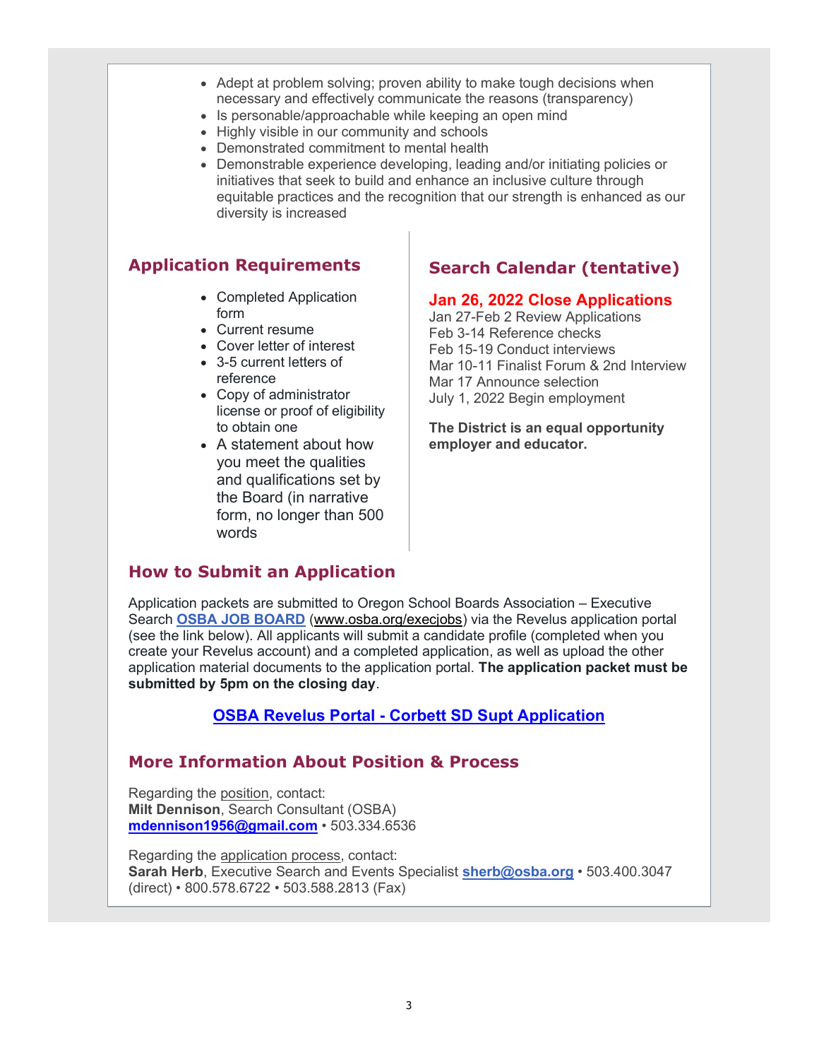- Adept at problem solving; proven ability to make tough decisions when necessary and effectively communicate the reasons (transparency)
- Is personable/approachable while keeping an open mind
- Highly visible in our community and schools
- Demonstrated commitment to mental health
- Demonstrable experience developing, leading and/or initiating policies or initiatives that seek to build and enhance an inclusive culture through equitable practices and the recognition that our strength is enhanced as our diversity is increased

## Application Requirements

- Completed Application form
- Current resume
- Cover letter of interest
- 3-5 current letters of reference
- Copy of administrator license or proof of eligibility to obtain one
- A statement about how you meet the qualities and qualifications set by the Board (in narrative form, no longer than 500 words

## Search Calendar (tentative)

**Jan 26, 2022 Close Applications**
Jan 27-Feb 2 Review Applications
Feb 3-14 Reference checks
Feb 15-19 Conduct interviews
Mar 10-11 Finalist Forum & 2nd Interview
Mar 17 Announce selection
July 1, 2022 Begin employment

**The District is an equal opportunity employer and educator.**

## How to Submit an Application

Application packets are submitted to Oregon School Boards Association – Executive Search **OSBA JOB BOARD** (www.osba.org/execjobs) via the Revelus application portal (see the link below). All applicants will submit a candidate profile (completed when you create your Revelus account) and a completed application, as well as upload the other application material documents to the application portal. **The application packet must be submitted by 5pm on the closing day**.

**OSBA Revelus Portal - Corbett SD Supt Application**

## More Information About Position & Process

Regarding the position, contact:
**Milt Dennison**, Search Consultant (OSBA)
**mdennison1956@gmail.com** • 503.334.6536

Regarding the application process, contact:
**Sarah Herb**, Executive Search and Events Specialist **sherb@osba.org** • 503.400.3047 (direct) • 800.578.6722 • 503.588.2813 (Fax)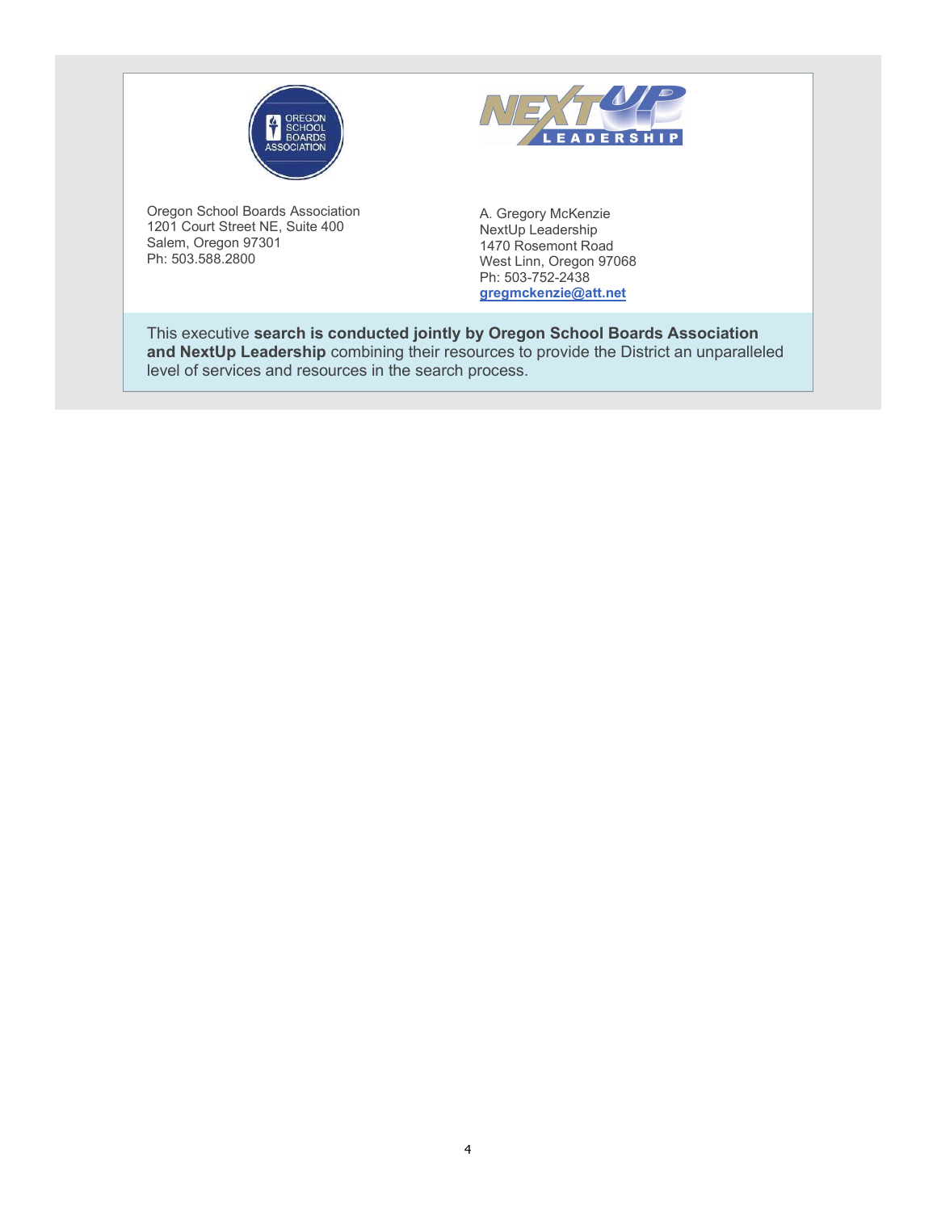OREGON SCHOOL BOARDS ASSOCIATION

NEXT UP LEADERSHIP

Oregon School Boards Association
1201 Court Street NE, Suite 400
Salem, Oregon 97301
Ph: 503.588.2800

A. Gregory McKenzie
NextUp Leadership
1470 Rosemont Road
West Linn, Oregon 97068
Ph: 503-752-2438
**gregmckenzie@att.net**

This executive **search is conducted jointly by Oregon School Boards Association and NextUp Leadership** combining their resources to provide the District an unparalleled level of services and resources in the search process.